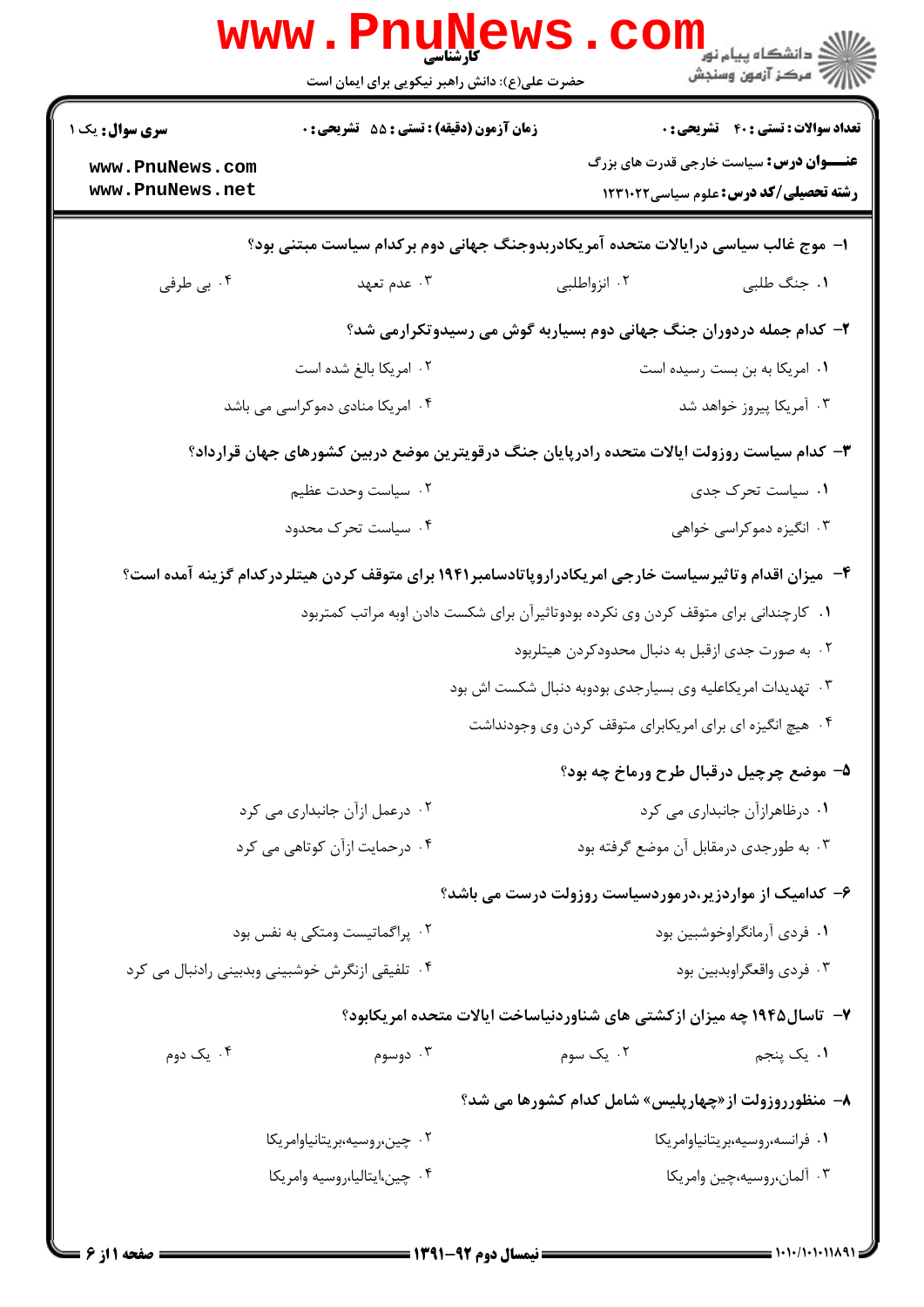کارشناسی

حضرت علی(ع): دانش راهبر نیکویی برای ایمان است

**سری سوال:** یک ۱

**زمان آزمون (دقیقه) : تستی : ۵۵ تشریحی : ۰**

**تعداد سوالات : تستی : ۴۰ تشریحی : ۰**

**عنـــوان درس:** سیاست خارجی قدرت های بزرگ

**رشته تحصیلی/کد درس:** علوم سیاسی۱۲۳۱۰۲۲

**۱- موج غالب سیاسی درایالات متحده آمریکادربدوجنگ جهانی دوم برکدام سیاست مبتنی بود؟**

۱. جنگ طلبی
۲. انزواطلبی
۳. عدم تعهد
۴. بی طرفی

**۲- کدام جمله دردوران جنگ جهانی دوم بسیاربه گوش می رسیدوتکرارمی شد؟**

۱. امریکا به بن بست رسیده است
۲. امریکا بالغ شده است
۳. آمریکا پیروز خواهد شد
۴. امریکا منادی دموکراسی می باشد

**۳- کدام سیاست روزولت ایالات متحده رادرپایان جنگ درقویترین موضع دربین کشورهای جهان قرارداد؟**

۱. سیاست تحرک جدی
۲. سیاست وحدت عظیم
۳. انگیزه دموکراسی خواهی
۴. سیاست تحرک محدود

**۴- میزان اقدام وتاثیرسیاست خارجی امریکادراروپاتادسامبر۱۹۴۱ برای متوقف کردن هیتلردرکدام گزینه آمده است؟**

۱. کارچندانی برای متوقف کردن وی نکرده بودوتاثیرآن برای شکست دادن اوبه مراتب کمتربود
۲. به صورت جدی ازقبل به دنبال محدودکردن هیتلربود
۳. تهدیدات امریکاعلیه وی بسیارجدی بودوبه دنبال شکست اش بود
۴. هیچ انگیزه ای برای امریکابرای متوقف کردن وی وجودنداشت

**۵- موضع چرچیل درقبال طرح ورماخ چه بود؟**

۱. درظاهرازآن جانبداری می کرد
۲. درعمل ازآن جانبداری می کرد
۳. به طورجدی درمقابل آن موضع گرفته بود
۴. درحمایت ازآن کوتاهی می کرد

**۶- کدامیک از مواردزیر،درموردسیاست روزولت درست می باشد؟**

۱. فردی آرمانگراوخوشبین بود
۲. پراگماتیست ومتکی به نفس بود
۳. فردی واقعگراوبدبین بود
۴. تلفیقی ازنگرش خوشبینی وبدبینی رادنبال می کرد

**۷- تاسال۱۹۴۵ چه میزان ازکشتی های شناوردنیاساخت ایالات متحده امریکابود؟**

۱. یک پنجم
۲. یک سوم
۳. دوسوم
۴. یک دوم

**۸- منظورروزولت از«چهارپلیس» شامل کدام کشورها می شد؟**

۱. فرانسه،روسیه،بریتانیاوامریکا
۲. چین،روسیه،بریتانیاوامریکا
۳. آلمان،روسیه،چین وامریکا
۴. چین،ایتالیا،روسیه وامریکا

نیمسال دوم ۹۲-۱۳۹۱

۱۰۱۰/۱۰۱۰۱۱۸۹۱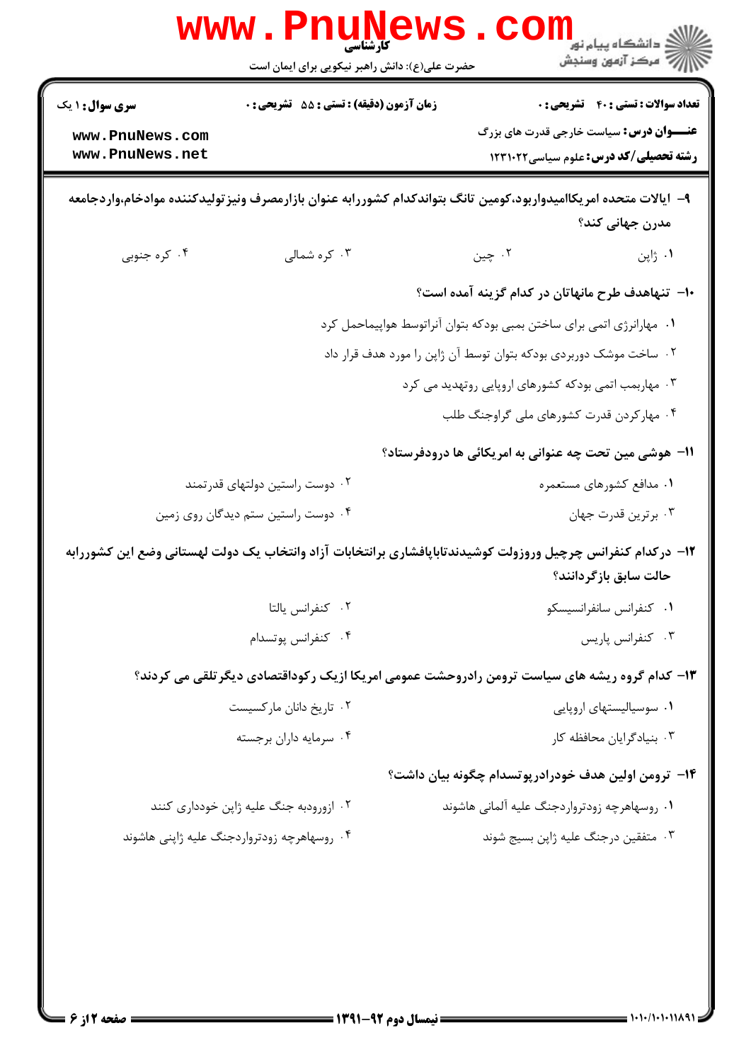۹- ایالات متحده امریکاامیدواربود،کومین تانگ بتواندکدام کشوررابه عنوان بازارمصرف ونیزتولیدکننده موادخام،واردجامعه مدرن جهانی کند؟

۱. ژاپن
۲. چین
۳. کره شمالی
۴. کره جنوبی

۱۰- تنهاهدف طرح مانهاتان در کدام گزینه آمده است؟

۱. مهارانرژی اتمی برای ساختن بمبی بودکه بتوان آنراتوسط هواپیماحمل کرد
۲. ساخت موشک دوربردی بودکه بتوان توسط آن ژاپن را مورد هدف قرار داد
۳. مهاربمب اتمی بودکه کشورهای اروپایی روتهدید می کرد
۴. مهارکردن قدرت کشورهای ملی گراوجنگ طلب

۱۱- هوشی مین تحت چه عنوانی به امریکائی ها دورودفرستاد؟

۱. مدافع کشورهای مستعمره
۲. دوست راستین دولتهای قدرتمند
۳. برترین قدرت جهان
۴. دوست راستین ستم دیدگان روی زمین

۱۲- درکدام کنفرانس چرچیل وروزولت کوشیدندتاباپافشاری برانتخابات آزاد وانتخاب یک دولت لهستانی وضع این کشوررابه حالت سابق بازگردانند؟

۱. کنفرانس سانفرانسیسکو
۲. کنفرانس یالتا
۳. کنفرانس پاریس
۴. کنفرانس پوتسدام

۱۳- کدام گروه ریشه های سیاست ترومن رادروحشت عمومی امریکا ازیک رکوداقتصادی دیگرتلقی می کردند؟

۱. سوسیالیستهای اروپایی
۲. تاریخ دانان مارکسیست
۳. بنیادگرایان محافظه کار
۴. سرمایه داران برجسته

۱۴- ترومن اولین هدف خوددرپوتسدام چگونه بیان داشت؟

۱. روسهاهرچه زودترواردجنگ علیه آلمانی هاشوند
۲. ازورودبه جنگ علیه ژاپن خودداری کنند
۳. متفقین درجنگ علیه ژاپن بسیج شوند
۴. روسهاهرچه زودترواردجنگ علیه ژاپنی هاشوند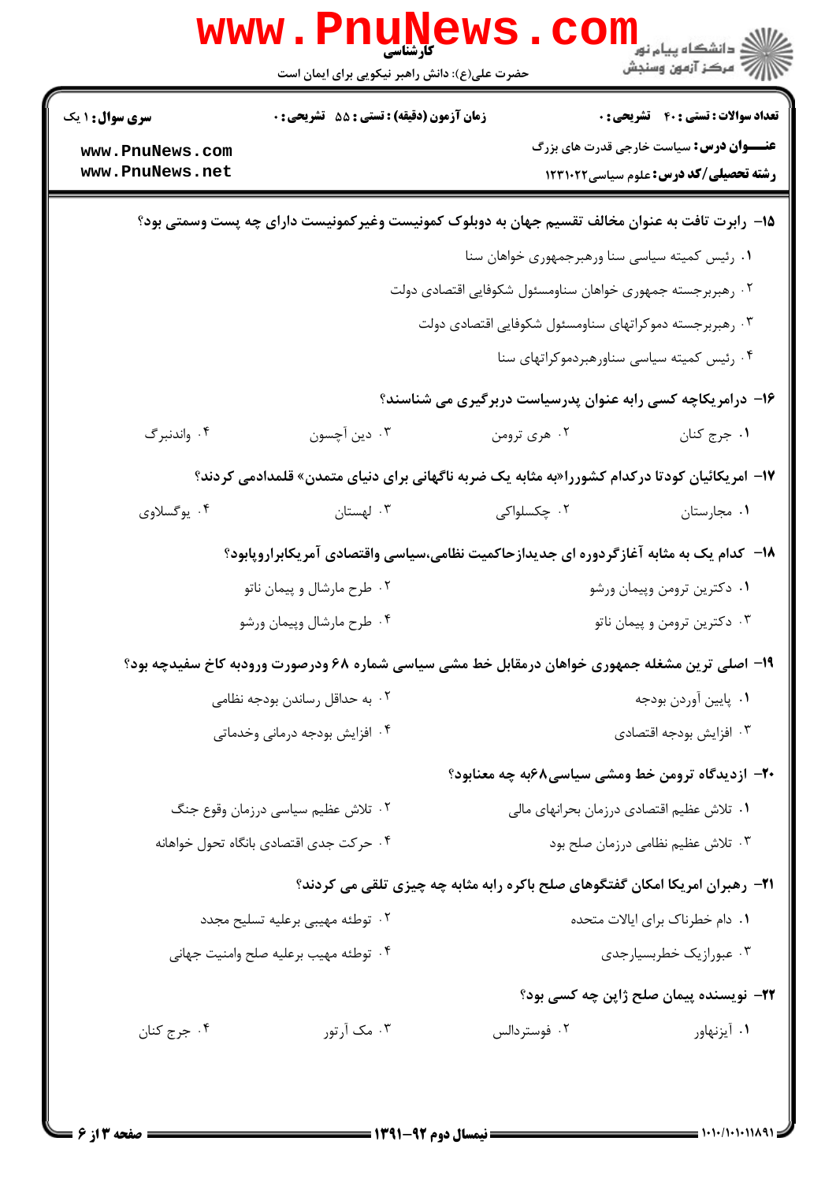۱۵- رابرت تافت به عنوان مخالف تقسیم جهان به دوبلوک کمونیست وغیرکمونیست دارای چه پست وسمتی بود؟

۱. رئیس کمیته سیاسی سنا ورهبرجمهوری خواهان سنا

۲. رهبربرجسته جمهوری خواهان سناومسئول شکوفایی اقتصادی دولت

۳. رهبربرجسته دموکراتهای سناومسئول شکوفایی اقتصادی دولت

۴. رئیس کمیته سیاسی سناورهبردموکراتهای سنا

۱۶- درامریکاچه کسی رابه عنوان پدرسیاست دربرگیری می شناسند؟

۱. جرج کنان
۲. هری ترومن
۳. دین آچسون
۴. واندنبرگ

۱۷- امریکائیان کودتا درکدام کشوررا«به مثابه یک ضربه ناگهانی برای دنیای متمدن» قلمدادمی کردند؟

۱. مجارستان
۲. چکسلواکی
۳. لهستان
۴. یوگسلاوی

۱۸- کدام یک به مثابه آغازگردوره ای جدیدازحاکمیت نظامی،سیاسی واقتصادی آمریکابراروپابود؟

۱. دکترین ترومن وپیمان ورشو
۲. طرح مارشال و پیمان ناتو
۳. دکترین ترومن و پیمان ناتو
۴. طرح مارشال وپیمان ورشو

۱۹- اصلی ترین مشغله جمهوری خواهان درمقابل خط مشی سیاسی شماره ۶۸ ودرصورت ورودبه کاخ سفیدچه بود؟

۱. پایین آوردن بودجه
۲. به حداقل رساندن بودجه نظامی
۳. افزایش بودجه اقتصادی
۴. افزایش بودجه درمانی وخدماتی

۲۰- ازدیدگاه ترومن خط ومشی سیاسی۶۸به چه معنابود؟

۱. تلاش عظیم اقتصادی درزمان بحرانهای مالی
۲. تلاش عظیم سیاسی درزمان وقوع جنگ
۳. تلاش عظیم نظامی درزمان صلح بود
۴. حرکت جدی اقتصادی بانگاه تحول خواهانه

۲۱- رهبران امریکا امکان گفتگوهای صلح باکره رابه مثابه چه چیزی تلقی می کردند؟

۱. دام خطرناک برای ایالات متحده
۲. توطئه مهیبی برعلیه تسلیح مجدد
۳. عبورازیک خطربسیارجدی
۴. توطئه مهیب برعلیه صلح وامنیت جهانی

۲۲- نویسنده پیمان صلح ژاپن چه کسی بود؟

۱. آیزنهاور
۲. فوستردالس
۳. مک آرتور
۴. جرج کنان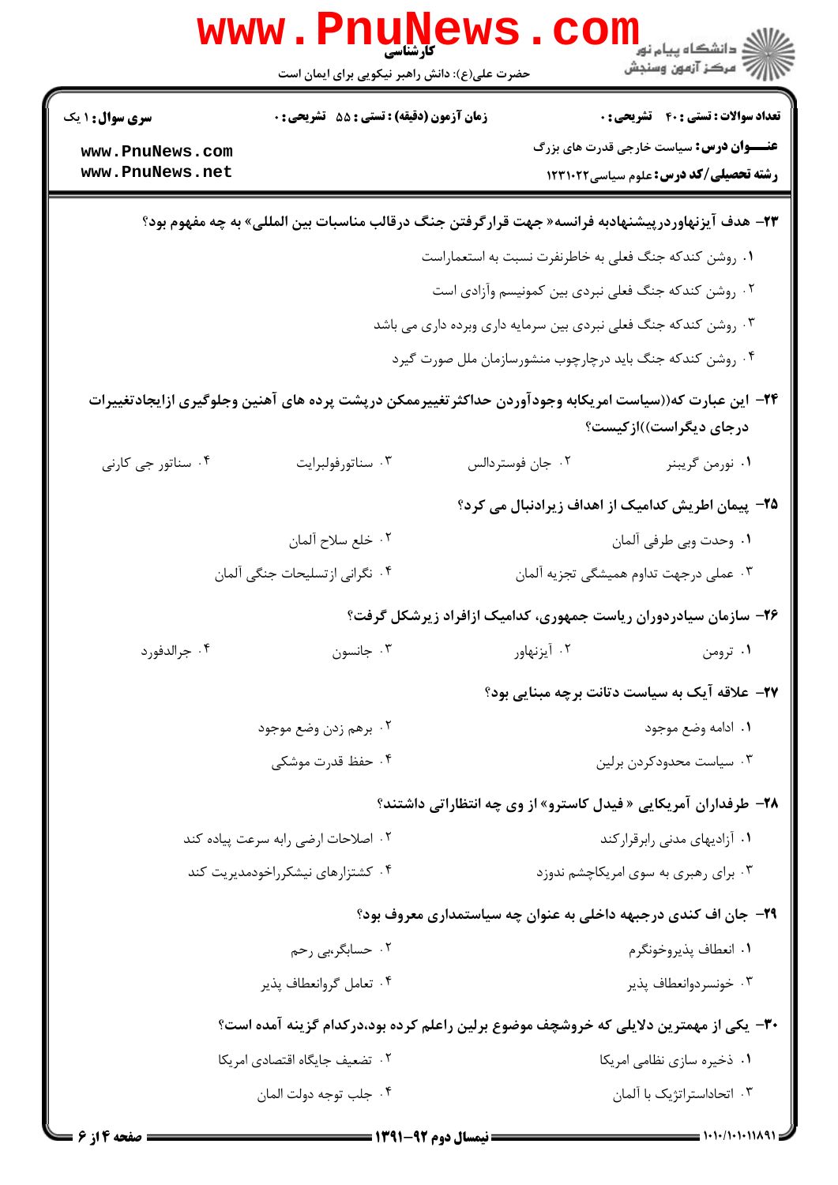**سری سوال:** ۱ یک | **زمان آزمون (دقیقه) : تستی :** ۵۵ **تشریحی :** ۰ | **تعداد سوالات : تستی :** ۴۰ **تشریحی :** ۰

**عنـــوان درس:** سیاست خارجی قدرت های بزرگ

**رشته تحصیلی/کد درس:** علوم سیاسی۱۲۳۱۰۲۲

**۲۳- هدف آیزنهاوردرپیشنهادبه فرانسه« جهت قرارگرفتن جنگ درقالب مناسبات بین المللی» به چه مفهوم بود؟**

۱. روشن کندکه جنگ فعلی به خاطرنفرت نسبت به استعماراست

۲. روشن کندکه جنگ فعلی نبردی بین کمونیسم وآزادی است

۳. روشن کندکه جنگ فعلی نبردی بین سرمایه داری وبرده داری می باشد

۴. روشن کندکه جنگ باید درچارچوب منشورسازمان ملل صورت گیرد

**۲۴- این عبارت که((سیاست امریکابه وجودآوردن حداکثرتغییرممکن درپشت پرده های آهنین وجلوگیری ازایجادتغییرات درجای دیگراست))ازکیست؟**

۱. نورمن گریبنر

۲. جان فوستردالس

۳. سناتورفولبرایت

۴. سناتور جی کارنی

**۲۵- پیمان اطریش کدامیک از اهداف زیرادنبال می کرد؟**

۱. وحدت وبی طرفی آلمان

۲. خلع سلاح آلمان

۳. عملی درجهت تداوم همیشگی تجزیه آلمان

۴. نگرانی ازتسلیحات جنگی آلمان

**۲۶- سازمان سیادردوران ریاست جمهوری، کدامیک ازافراد زیرشکل گرفت؟**

۱. ترومن

۲. آیزنهاور

۳. جانسون

۴. جرالدفورد

**۲۷- علاقه آیک به سیاست دتانت برچه مبنایی بود؟**

۱. ادامه وضع موجود

۲. برهم زدن وضع موجود

۳. سیاست محدودکردن برلین

۴. حفظ قدرت موشکی

**۲۸- طرفداران آمریکایی « فیدل کاسترو» از وی چه انتظاراتی داشتند؟**

۱. آزادیهای مدنی رابرقرارکند

۲. اصلاحات ارضی رابه سرعت پیاده کند

۳. برای رهبری به سوی امریکاچشم ندوزد

۴. کشتزارهای نیشکرراخودمدیریت کند

**۲۹- جان اف کندی درجبهه داخلی به عنوان چه سیاستمداری معروف بود؟**

۱. انعطاف پذیروخونگرم

۲. حسابگربی رحم

۳. خونسردوانعطاف پذیر

۴. تعامل گروانعطاف پذیر

**۳۰- یکی از مهمترین دلایلی که خروشچف موضوع برلین راعلم کرده بود،درکدام گزینه آمده است؟**

۱. ذخیره سازی نظامی امریکا

۲. تضعیف جایگاه اقتصادی امریکا

۳. اتحاداستراتژیک با آلمان

۴. جلب توجه دولت المان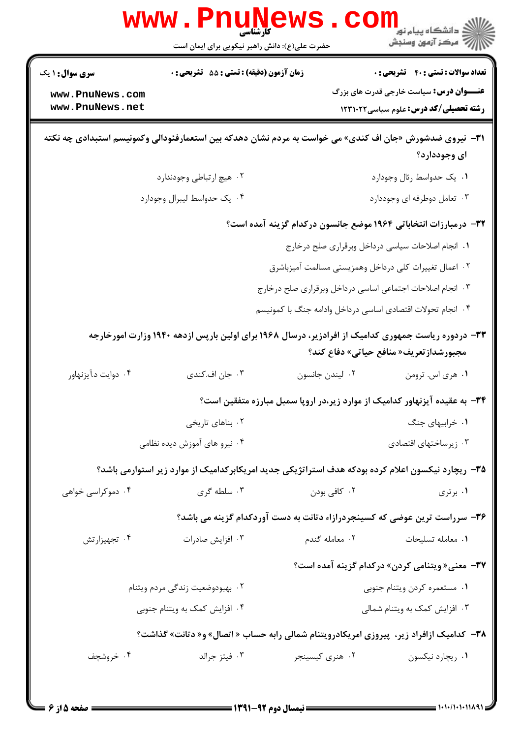۳۱- نیروی ضدشورش «جان اف کندی» می خواست به مردم نشان دهدکه بین استعمارفئودالی وکمونیسم استبدادی چه نکته ای وجوددارد؟

۱. یک حدواسط رئال وجوددارد

۲. هیچ ارتباطی وجودندارد

۳. تعامل دوطرفه ای وجوددارد

۴. یک حدواسط لیبرال وجوددارد

۳۲- درمبارزات انتخاباتی ۱۹۶۴ موضع جانسون درکدام گزینه آمده است؟

۱. انجام اصلاحات سیاسی درداخل وبرقراری صلح درخارج

۲. اعمال تغییرات کلی درداخل وهمزیستی مسالمت آمیزباشرق

۳. انجام اصلاحات اجتماعی اساسی درداخل وبرقراری صلح درخارج

۴. انجام تحولات اقتصادی اساسی درداخل وادامه جنگ با کمونیسم

۳۳- دردوره ریاست جمهوری کدامیک از افرادزیر، درسال ۱۹۶۸ برای اولین بارپس ازدهه ۱۹۴۰ وزارت امورخارجه مجبورشدازتعریف« منافع حیاتی» دفاع کند؟

۱. هری اس. ترومن

۲. لیندن جانسون

۳. جان اف.کندی

۴. دوایت د.آیزنهاور

۳۴- به عقیده آیزنهاور کدامیک از موارد زیر،در اروپا سمبل مبارزه متفقین است؟

۱. خرابیهای جنگ

۲. بناهای تاریخی

۳. زیرساختهای اقتصادی

۴. نیرو های آموزش دیده نظامی

۳۵- ریچارد نیکسون اعلام کرده بودکه هدف استراتژیکی جدید امریکابرکدامیک از موارد زیر استوارمی باشد؟

۱. برتری

۲. کافی بودن

۳. سلطه گری

۴. دموکراسی خواهی

۳۶- سرراست ترین عوضی که کسینجردرازاء دتانت به دست آوردکدام گزینه می باشد؟

۱. معامله تسلیحات

۲. معامله گندم

۳. افزایش صادرات

۴. تجهیزارتش

۳۷- معنی« ویتنامی کردن» درکدام گزینه آمده است؟

۱. مستعمره کردن ویتنام جنوبی

۲. بهبودوضعیت زندگی مردم ویتنام

۳. افزایش کمک به ویتنام شمالی

۴. افزایش کمک به ویتنام جنوبی

۳۸- کدامیک ازافراد زیر، پیروزی امریکادرویتنام شمالی رابه حساب « اتصال» و« دتانت» گذاشت؟

۱. ریچارد نیکسون

۲. هنری کیسینجر

۳. فیتز جرالد

۴. خروشچف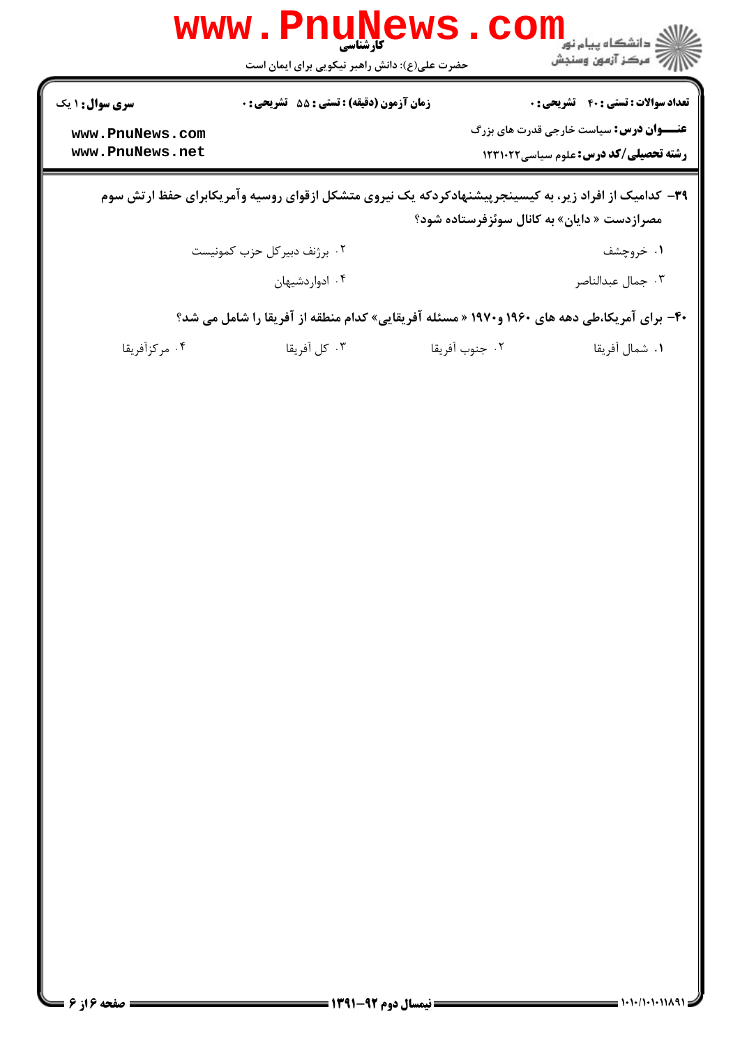**۳۹- کدامیک از افراد زیر، به کیسینجرپیشنهادکردکه یک نیروی متشکل ازقوای روسیه وآمریکابرای حفظ ارتش سوم مصرازدست « دایان» به کانال سوئزفرستاده شود؟**

۱. خروچشف

۲. برژنف دبیرکل حزب کمونیست

۳. جمال عبدالناصر

۴. ادواردشیهان

**۴۰- برای آمریکا،طی دهه های ۱۹۶۰ و۱۹۷۰ « مسئله آفریقایی» کدام منطقه از آفریقا را شامل می شد؟**

۱. شمال آفریقا

۲. جنوب آفریقا

۳. کل آفریقا

۴. مرکزآفریقا